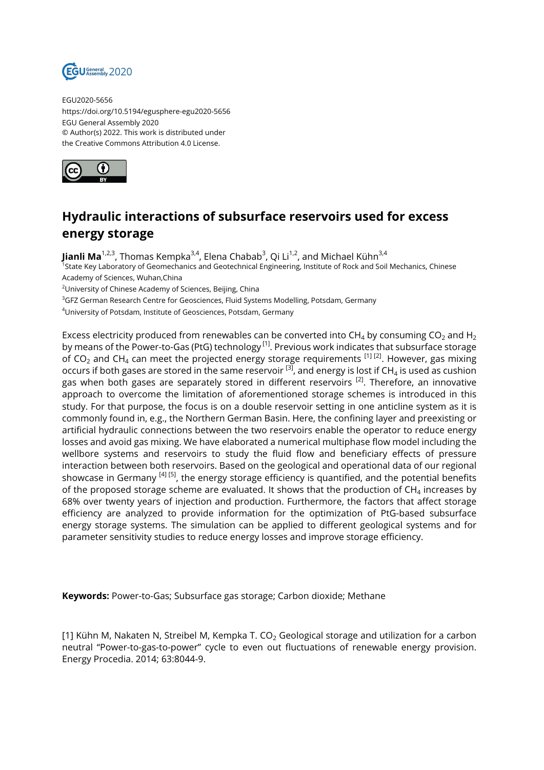EGU2020-5656
https://doi.org/10.5194/egusphere-egu2020-5656
EGU General Assembly 2020
© Author(s) 2022. This work is distributed under
the Creative Commons Attribution 4.0 License.

# Hydraulic interactions of subsurface reservoirs used for excess energy storage

**Jianli Ma**[1,2,3], Thomas Kempka[3,4], Elena Chabab[3], Qi Li[1,2], and Michael Kühn[3,4]

[1]State Key Laboratory of Geomechanics and Geotechnical Engineering, Institute of Rock and Soil Mechanics, Chinese Academy of Sciences, Wuhan,China

[2]University of Chinese Academy of Sciences, Beijing, China

[3]GFZ German Research Centre for Geosciences, Fluid Systems Modelling, Potsdam, Germany

[4]University of Potsdam, Institute of Geosciences, Potsdam, Germany

Excess electricity produced from renewables can be converted into $CH_4$ by consuming $CO_2$ and $H_2$ by means of the Power-to-Gas (PtG) technology [1]. Previous work indicates that subsurface storage of $CO_2$ and $CH_4$ can meet the projected energy storage requirements [1] [2]. However, gas mixing occurs if both gases are stored in the same reservoir [3], and energy is lost if $CH_4$ is used as cushion gas when both gases are separately stored in different reservoirs [2]. Therefore, an innovative approach to overcome the limitation of aforementioned storage schemes is introduced in this study. For that purpose, the focus is on a double reservoir setting in one anticline system as it is commonly found in, e.g., the Northern German Basin. Here, the confining layer and preexisting or artificial hydraulic connections between the two reservoirs enable the operator to reduce energy losses and avoid gas mixing. We have elaborated a numerical multiphase flow model including the wellbore systems and reservoirs to study the fluid flow and beneficiary effects of pressure interaction between both reservoirs. Based on the geological and operational data of our regional showcase in Germany [4] [5], the energy storage efficiency is quantified, and the potential benefits of the proposed storage scheme are evaluated. It shows that the production of $CH_4$ increases by 68% over twenty years of injection and production. Furthermore, the factors that affect storage efficiency are analyzed to provide information for the optimization of PtG-based subsurface energy storage systems. The simulation can be applied to different geological systems and for parameter sensitivity studies to reduce energy losses and improve storage efficiency.

**Keywords:** Power-to-Gas; Subsurface gas storage; Carbon dioxide; Methane

[1] Kühn M, Nakaten N, Streibel M, Kempka T. $CO_2$ Geological storage and utilization for a carbon neutral "Power-to-gas-to-power" cycle to even out fluctuations of renewable energy provision. Energy Procedia. 2014; 63:8044-9.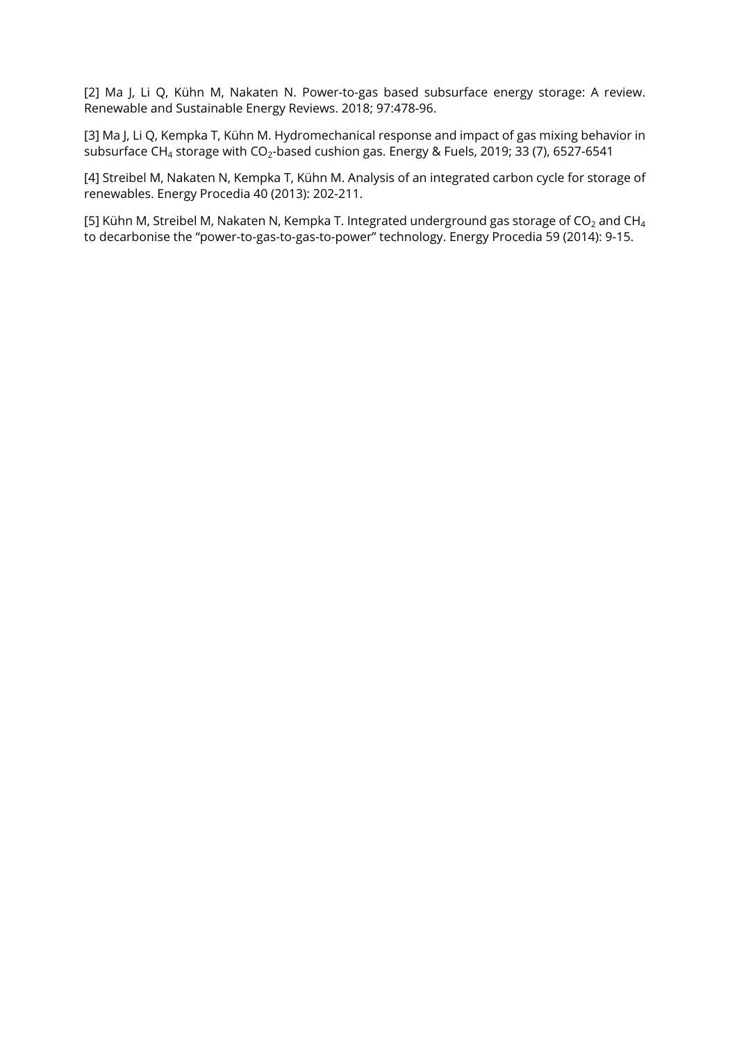[2] Ma J, Li Q, Kühn M, Nakaten N. Power-to-gas based subsurface energy storage: A review. Renewable and Sustainable Energy Reviews. 2018; 97:478-96.

[3] Ma J, Li Q, Kempka T, Kühn M. Hydromechanical response and impact of gas mixing behavior in subsurface $CH_4$ storage with $CO_2$-based cushion gas. Energy & Fuels, 2019; 33 (7), 6527-6541

[4] Streibel M, Nakaten N, Kempka T, Kühn M. Analysis of an integrated carbon cycle for storage of renewables. Energy Procedia 40 (2013): 202-211.

[5] Kühn M, Streibel M, Nakaten N, Kempka T. Integrated underground gas storage of $CO_2$ and $CH_4$ to decarbonise the "power-to-gas-to-gas-to-power" technology. Energy Procedia 59 (2014): 9-15.